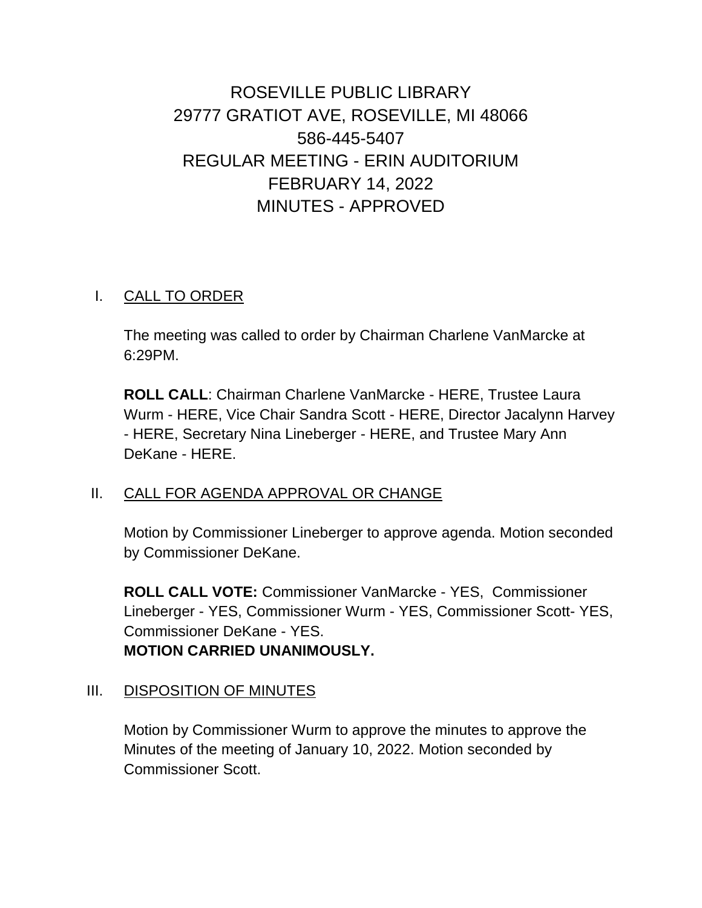# ROSEVILLE PUBLIC LIBRARY
## 29777 GRATIOT AVE, ROSEVILLE, MI 48066
## 586-445-5407
## REGULAR MEETING - ERIN AUDITORIUM
## FEBRUARY 14, 2022
## MINUTES - APPROVED

I. CALL TO ORDER

The meeting was called to order by Chairman Charlene VanMarcke at 6:29PM.

**ROLL CALL**: Chairman Charlene VanMarcke - HERE, Trustee Laura Wurm - HERE, Vice Chair Sandra Scott - HERE, Director Jacalynn Harvey - HERE, Secretary Nina Lineberger - HERE, and Trustee Mary Ann DeKane - HERE.

II. CALL FOR AGENDA APPROVAL OR CHANGE

Motion by Commissioner Lineberger to approve agenda. Motion seconded by Commissioner DeKane.

**ROLL CALL VOTE:** Commissioner VanMarcke - YES, Commissioner Lineberger - YES, Commissioner Wurm - YES, Commissioner Scott- YES, Commissioner DeKane - YES.
**MOTION CARRIED UNANIMOUSLY.**

III. DISPOSITION OF MINUTES

Motion by Commissioner Wurm to approve the minutes to approve the Minutes of the meeting of January 10, 2022. Motion seconded by Commissioner Scott.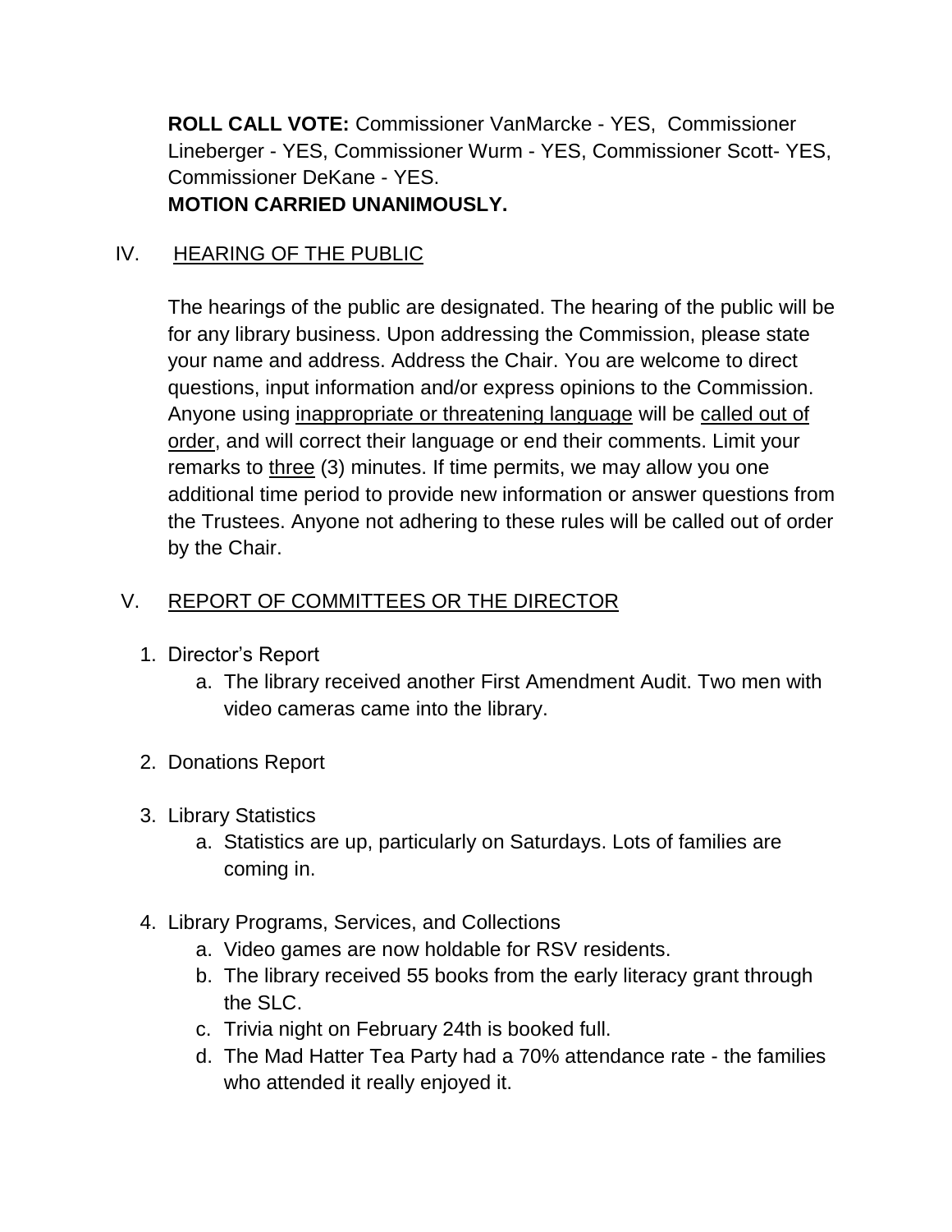**ROLL CALL VOTE:** Commissioner VanMarcke - YES, Commissioner Lineberger - YES, Commissioner Wurm - YES, Commissioner Scott- YES, Commissioner DeKane - YES.
**MOTION CARRIED UNANIMOUSLY.**

## IV. HEARING OF THE PUBLIC

The hearings of the public are designated. The hearing of the public will be for any library business. Upon addressing the Commission, please state your name and address. Address the Chair. You are welcome to direct questions, input information and/or express opinions to the Commission. Anyone using inappropriate or threatening language will be called out of order, and will correct their language or end their comments. Limit your remarks to three (3) minutes. If time permits, we may allow you one additional time period to provide new information or answer questions from the Trustees. Anyone not adhering to these rules will be called out of order by the Chair.

## V. REPORT OF COMMITTEES OR THE DIRECTOR

1. Director's Report
   a. The library received another First Amendment Audit. Two men with video cameras came into the library.
2. Donations Report
3. Library Statistics
   a. Statistics are up, particularly on Saturdays. Lots of families are coming in.
4. Library Programs, Services, and Collections
   a. Video games are now holdable for RSV residents.
   b. The library received 55 books from the early literacy grant through the SLC.
   c. Trivia night on February 24th is booked full.
   d. The Mad Hatter Tea Party had a 70% attendance rate - the families who attended it really enjoyed it.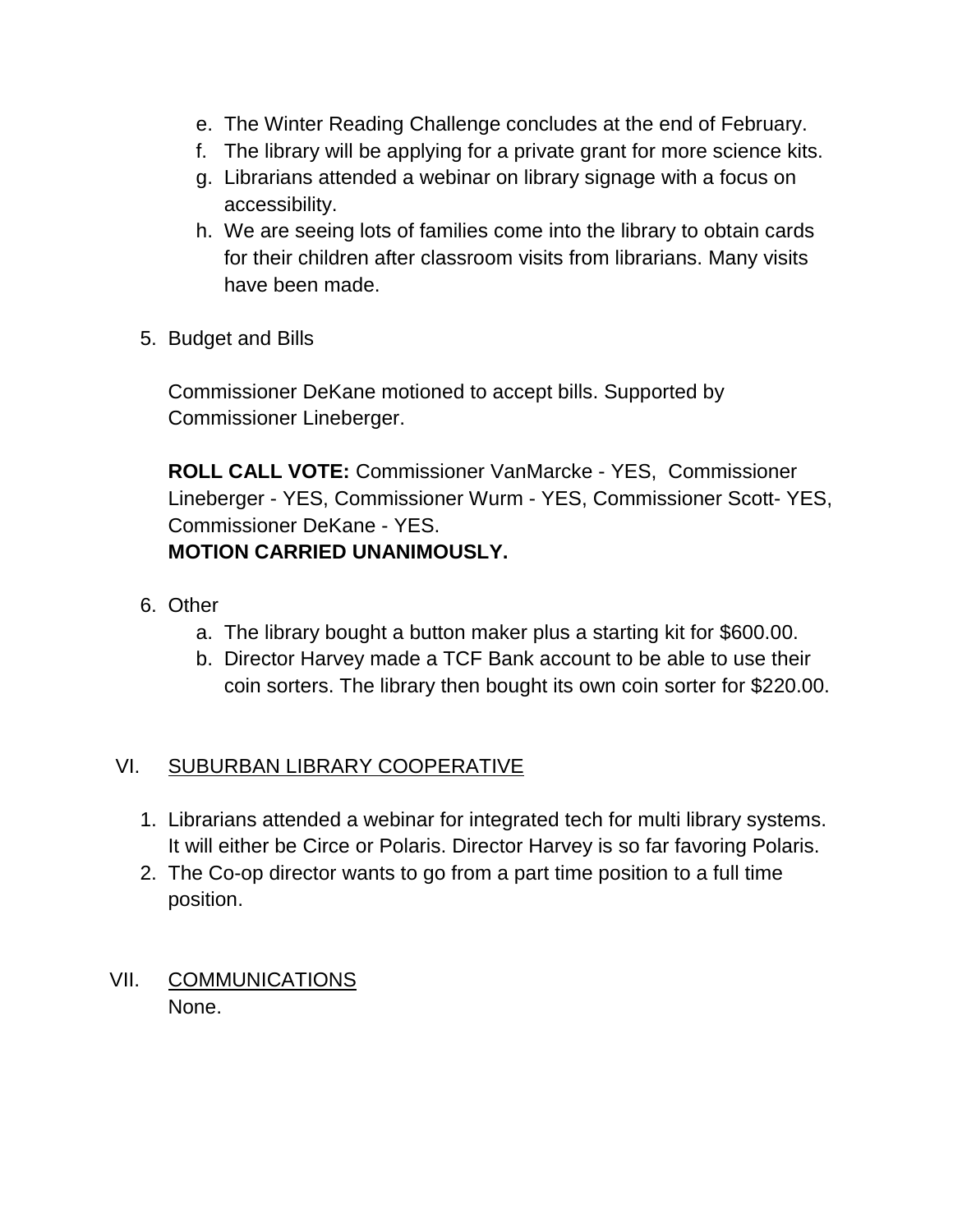e. The Winter Reading Challenge concludes at the end of February.
f. The library will be applying for a private grant for more science kits.
g. Librarians attended a webinar on library signage with a focus on accessibility.
h. We are seeing lots of families come into the library to obtain cards for their children after classroom visits from librarians. Many visits have been made.

5. Budget and Bills

   Commissioner DeKane motioned to accept bills. Supported by Commissioner Lineberger.

   **ROLL CALL VOTE:** Commissioner VanMarcke - YES, Commissioner Lineberger - YES, Commissioner Wurm - YES, Commissioner Scott- YES, Commissioner DeKane - YES.
   **MOTION CARRIED UNANIMOUSLY.**

6. Other
   a. The library bought a button maker plus a starting kit for $600.00.
   b. Director Harvey made a TCF Bank account to be able to use their coin sorters. The library then bought its own coin sorter for $220.00.

## VI. SUBURBAN LIBRARY COOPERATIVE

1. Librarians attended a webinar for integrated tech for multi library systems. It will either be Circe or Polaris. Director Harvey is so far favoring Polaris.
2. The Co-op director wants to go from a part time position to a full time position.

## VII. COMMUNICATIONS

None.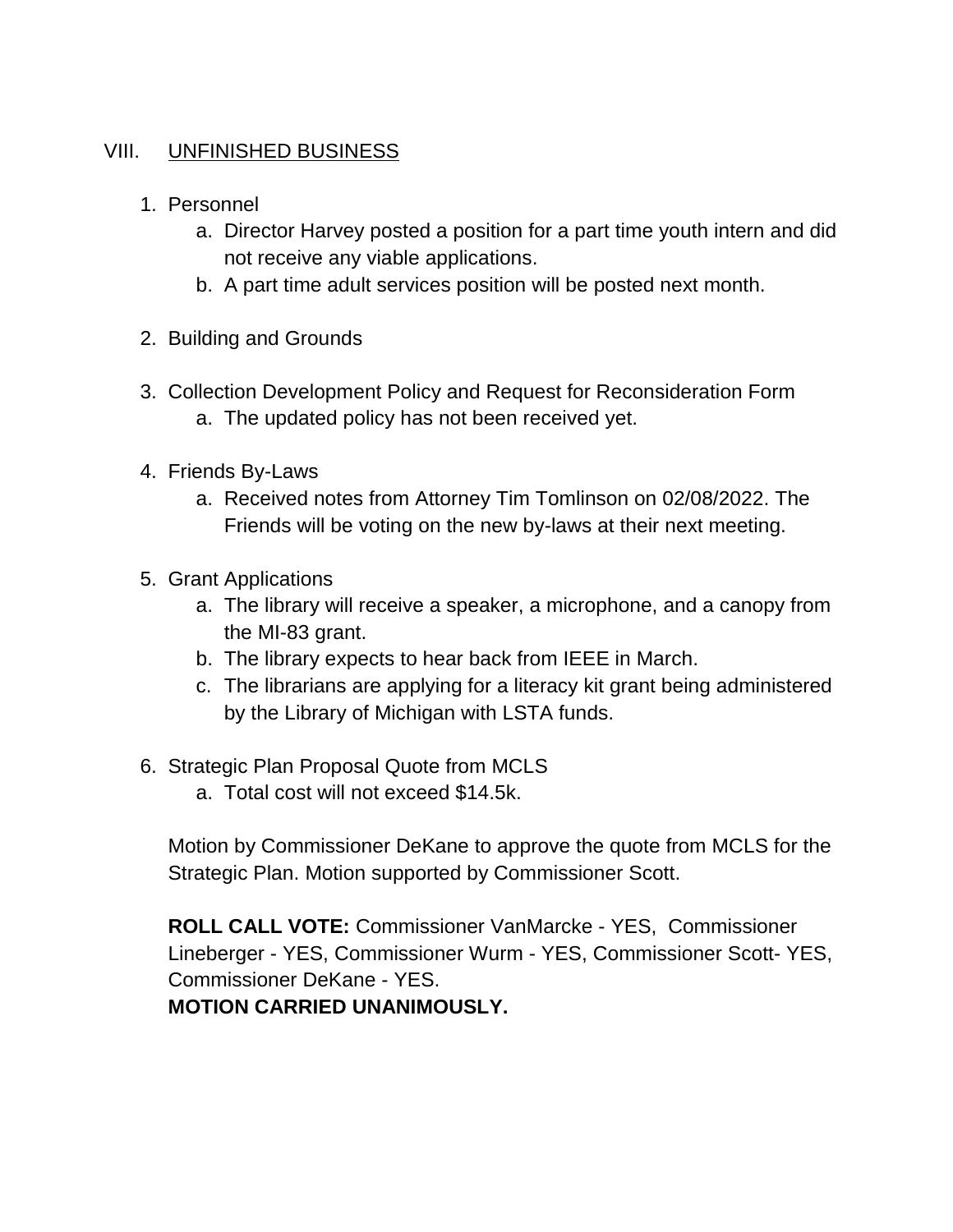## VIII. UNFINISHED BUSINESS

1. Personnel
    a. Director Harvey posted a position for a part time youth intern and did not receive any viable applications.
    b. A part time adult services position will be posted next month.

2. Building and Grounds

3. Collection Development Policy and Request for Reconsideration Form
    a. The updated policy has not been received yet.

4. Friends By-Laws
    a. Received notes from Attorney Tim Tomlinson on 02/08/2022. The Friends will be voting on the new by-laws at their next meeting.

5. Grant Applications
    a. The library will receive a speaker, a microphone, and a canopy from the MI-83 grant.
    b. The library expects to hear back from IEEE in March.
    c. The librarians are applying for a literacy kit grant being administered by the Library of Michigan with LSTA funds.

6. Strategic Plan Proposal Quote from MCLS
    a. Total cost will not exceed $14.5k.

    Motion by Commissioner DeKane to approve the quote from MCLS for the Strategic Plan. Motion supported by Commissioner Scott.

    **ROLL CALL VOTE:** Commissioner VanMarcke - YES, Commissioner Lineberger - YES, Commissioner Wurm - YES, Commissioner Scott- YES, Commissioner DeKane - YES.
    **MOTION CARRIED UNANIMOUSLY.**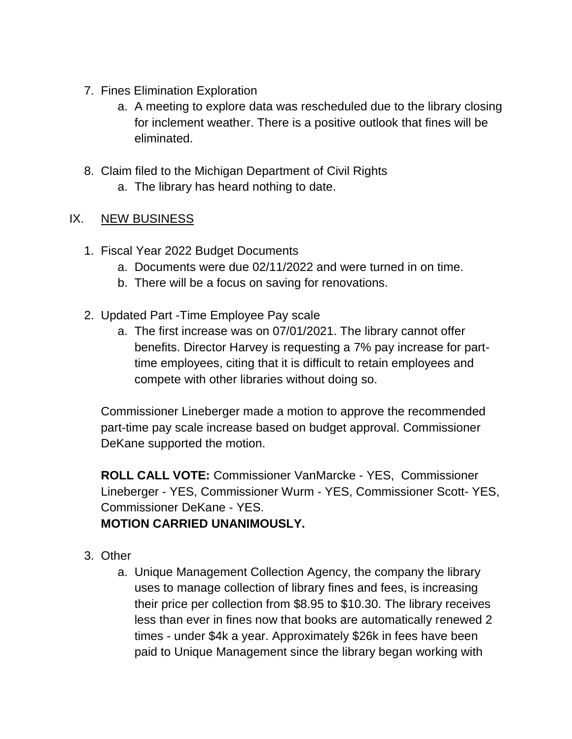7. Fines Elimination Exploration
    a. A meeting to explore data was rescheduled due to the library closing for inclement weather. There is a positive outlook that fines will be eliminated.

8. Claim filed to the Michigan Department of Civil Rights
    a. The library has heard nothing to date.

## IX. NEW BUSINESS

1. Fiscal Year 2022 Budget Documents
    a. Documents were due 02/11/2022 and were turned in on time.
    b. There will be a focus on saving for renovations.

2. Updated Part -Time Employee Pay scale
    a. The first increase was on 07/01/2021. The library cannot offer benefits. Director Harvey is requesting a 7% pay increase for part-time employees, citing that it is difficult to retain employees and compete with other libraries without doing so.

    Commissioner Lineberger made a motion to approve the recommended part-time pay scale increase based on budget approval. Commissioner DeKane supported the motion.

    **ROLL CALL VOTE:** Commissioner VanMarcke - YES, Commissioner Lineberger - YES, Commissioner Wurm - YES, Commissioner Scott- YES, Commissioner DeKane - YES.
    **MOTION CARRIED UNANIMOUSLY.**

3. Other
    a. Unique Management Collection Agency, the company the library uses to manage collection of library fines and fees, is increasing their price per collection from $8.95 to $10.30. The library receives less than ever in fines now that books are automatically renewed 2 times - under $4k a year. Approximately $26k in fees have been paid to Unique Management since the library began working with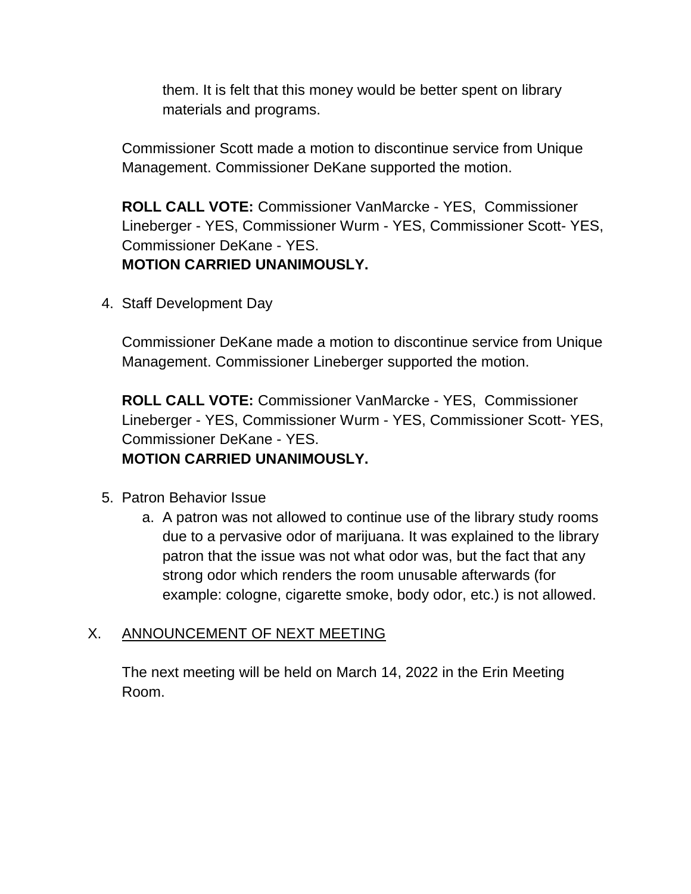them. It is felt that this money would be better spent on library materials and programs.

Commissioner Scott made a motion to discontinue service from Unique Management. Commissioner DeKane supported the motion.

**ROLL CALL VOTE:** Commissioner VanMarcke - YES, Commissioner Lineberger - YES, Commissioner Wurm - YES, Commissioner Scott- YES, Commissioner DeKane - YES.
**MOTION CARRIED UNANIMOUSLY.**

4. Staff Development Day

Commissioner DeKane made a motion to discontinue service from Unique Management. Commissioner Lineberger supported the motion.

**ROLL CALL VOTE:** Commissioner VanMarcke - YES, Commissioner Lineberger - YES, Commissioner Wurm - YES, Commissioner Scott- YES, Commissioner DeKane - YES.
**MOTION CARRIED UNANIMOUSLY.**

5. Patron Behavior Issue
   a. A patron was not allowed to continue use of the library study rooms due to a pervasive odor of marijuana. It was explained to the library patron that the issue was not what odor was, but the fact that any strong odor which renders the room unusable afterwards (for example: cologne, cigarette smoke, body odor, etc.) is not allowed.

X. <u>ANNOUNCEMENT OF NEXT MEETING</u>

The next meeting will be held on March 14, 2022 in the Erin Meeting Room.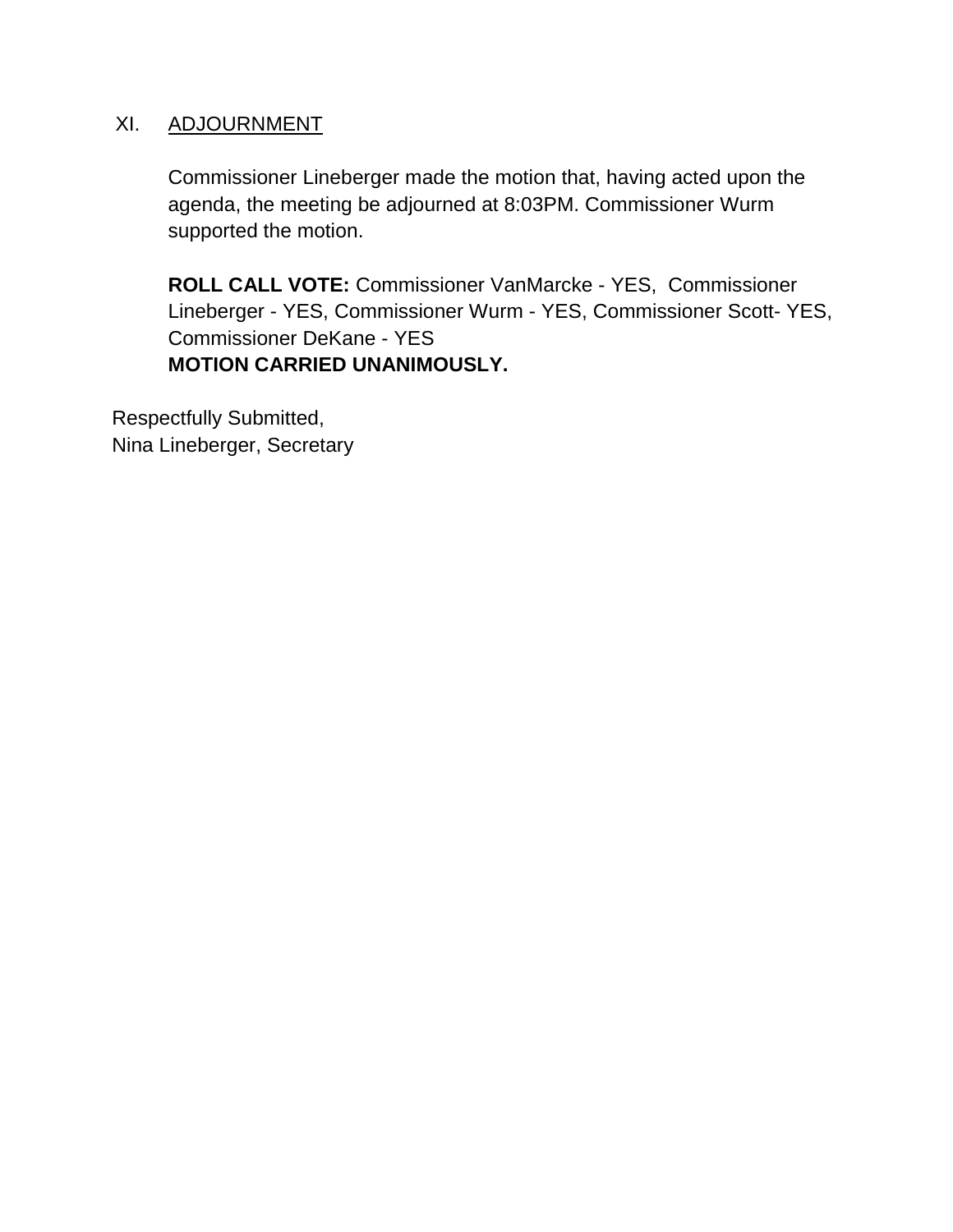XI. ADJOURNMENT

Commissioner Lineberger made the motion that, having acted upon the agenda, the meeting be adjourned at 8:03PM. Commissioner Wurm supported the motion.

**ROLL CALL VOTE:** Commissioner VanMarcke - YES, Commissioner Lineberger - YES, Commissioner Wurm - YES, Commissioner Scott- YES, Commissioner DeKane - YES
**MOTION CARRIED UNANIMOUSLY.**

Respectfully Submitted,
Nina Lineberger, Secretary